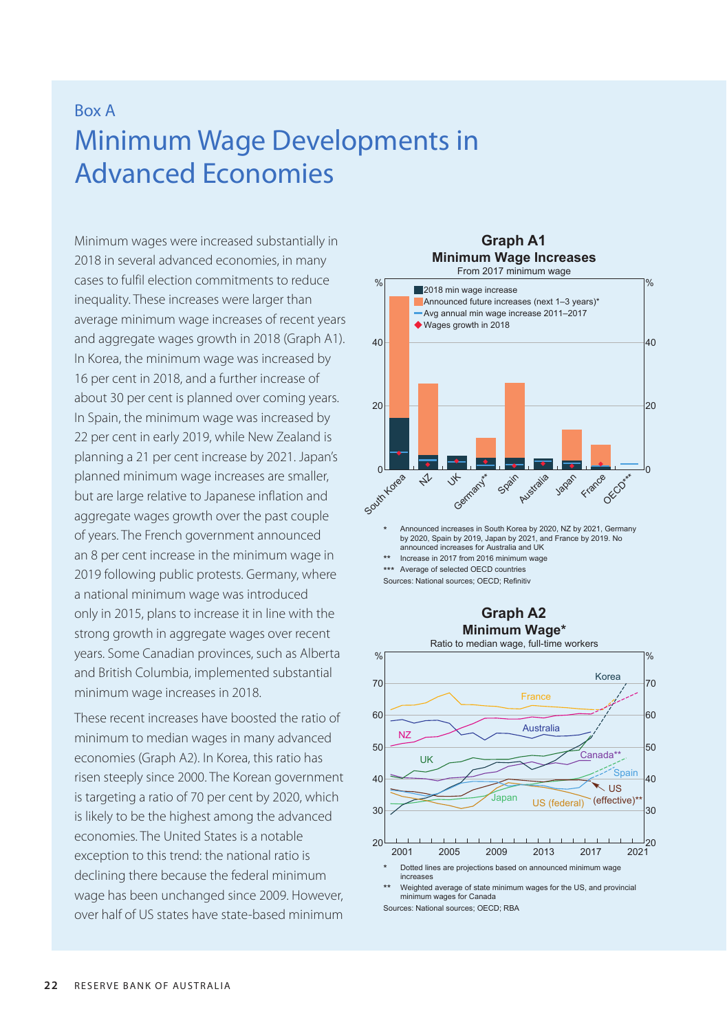Box A

# Minimum Wage Developments in Advanced Economies

Minimum wages were increased substantially in 2018 in several advanced economies, in many cases to fulfil election commitments to reduce inequality. These increases were larger than average minimum wage increases of recent years and aggregate wages growth in 2018 (Graph A1). In Korea, the minimum wage was increased by 16 per cent in 2018, and a further increase of about 30 per cent is planned over coming years. In Spain, the minimum wage was increased by 22 per cent in early 2019, while New Zealand is planning a 21 per cent increase by 2021. Japan's planned minimum wage increases are smaller, but are large relative to Japanese inflation and aggregate wages growth over the past couple of years. The French government announced an 8 per cent increase in the minimum wage in 2019 following public protests. Germany, where a national minimum wage was introduced only in 2015, plans to increase it in line with the strong growth in aggregate wages over recent years. Some Canadian provinces, such as Alberta and British Columbia, implemented substantial minimum wage increases in 2018.

These recent increases have boosted the ratio of minimum to median wages in many advanced economies (Graph A2). In Korea, this ratio has risen steeply since 2000. The Korean government is targeting a ratio of 70 per cent by 2020, which is likely to be the highest among the advanced economies. The United States is a notable exception to this trend: the national ratio is declining there because the federal minimum wage has been unchanged since 2009. However, over half of US states have state-based minimum

**Graph A1**
**Minimum Wage Increases**
From 2017 minimum wage

* Announced increases in South Korea by 2020, NZ by 2021, Germany by 2020, Spain by 2019, Japan by 2021, and France by 2019. No announced increases for Australia and UK
** Increase in 2017 from 2016 minimum wage
*** Average of selected OECD countries
Sources: National sources; OECD; Refinitiv

**Graph A2**
**Minimum Wage***
Ratio to median wage, full-time workers

* Dotted lines are projections based on announced minimum wage increases
** Weighted average of state minimum wages for the US, and provincial minimum wages for Canada
Sources: National sources; OECD; RBA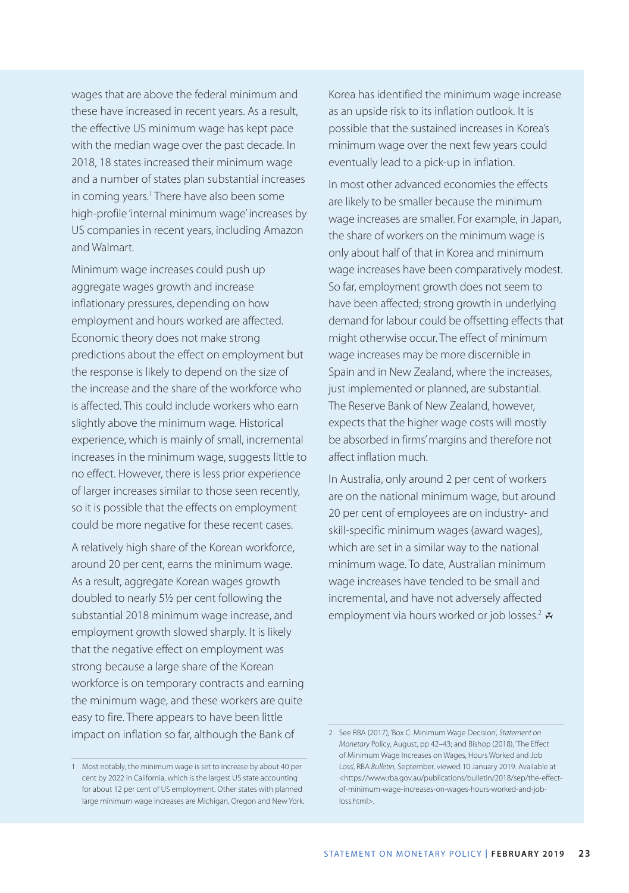wages that are above the federal minimum and these have increased in recent years. As a result, the effective US minimum wage has kept pace with the median wage over the past decade. In 2018, 18 states increased their minimum wage and a number of states plan substantial increases in coming years.[1] There have also been some high-profile 'internal minimum wage' increases by US companies in recent years, including Amazon and Walmart.

Minimum wage increases could push up aggregate wages growth and increase inflationary pressures, depending on how employment and hours worked are affected. Economic theory does not make strong predictions about the effect on employment but the response is likely to depend on the size of the increase and the share of the workforce who is affected. This could include workers who earn slightly above the minimum wage. Historical experience, which is mainly of small, incremental increases in the minimum wage, suggests little to no effect. However, there is less prior experience of larger increases similar to those seen recently, so it is possible that the effects on employment could be more negative for these recent cases.

A relatively high share of the Korean workforce, around 20 per cent, earns the minimum wage. As a result, aggregate Korean wages growth doubled to nearly 5½ per cent following the substantial 2018 minimum wage increase, and employment growth slowed sharply. It is likely that the negative effect on employment was strong because a large share of the Korean workforce is on temporary contracts and earning the minimum wage, and these workers are quite easy to fire. There appears to have been little impact on inflation so far, although the Bank of Korea has identified the minimum wage increase as an upside risk to its inflation outlook. It is possible that the sustained increases in Korea's minimum wage over the next few years could eventually lead to a pick-up in inflation.

In most other advanced economies the effects are likely to be smaller because the minimum wage increases are smaller. For example, in Japan, the share of workers on the minimum wage is only about half of that in Korea and minimum wage increases have been comparatively modest. So far, employment growth does not seem to have been affected; strong growth in underlying demand for labour could be offsetting effects that might otherwise occur. The effect of minimum wage increases may be more discernible in Spain and in New Zealand, where the increases, just implemented or planned, are substantial. The Reserve Bank of New Zealand, however, expects that the higher wage costs will mostly be absorbed in firms' margins and therefore not affect inflation much.

In Australia, only around 2 per cent of workers are on the national minimum wage, but around 20 per cent of employees are on industry- and skill-specific minimum wages (award wages), which are set in a similar way to the national minimum wage. To date, Australian minimum wage increases have tended to be small and incremental, and have not adversely affected employment via hours worked or job losses.[2]

1 Most notably, the minimum wage is set to increase by about 40 per cent by 2022 in California, which is the largest US state accounting for about 12 per cent of US employment. Other states with planned large minimum wage increases are Michigan, Oregon and New York.

2 See RBA (2017), 'Box C: Minimum Wage Decision', *Statement on Monetary* Policy, August, pp 42–43; and Bishop (2018), 'The Effect of Minimum Wage Increases on Wages, Hours Worked and Job Loss', RBA *Bulletin*, September, viewed 10 January 2019. Available at <https://www.rba.gov.au/publications/bulletin/2018/sep/the-effect-of-minimum-wage-increases-on-wages-hours-worked-and-job-loss.html>.